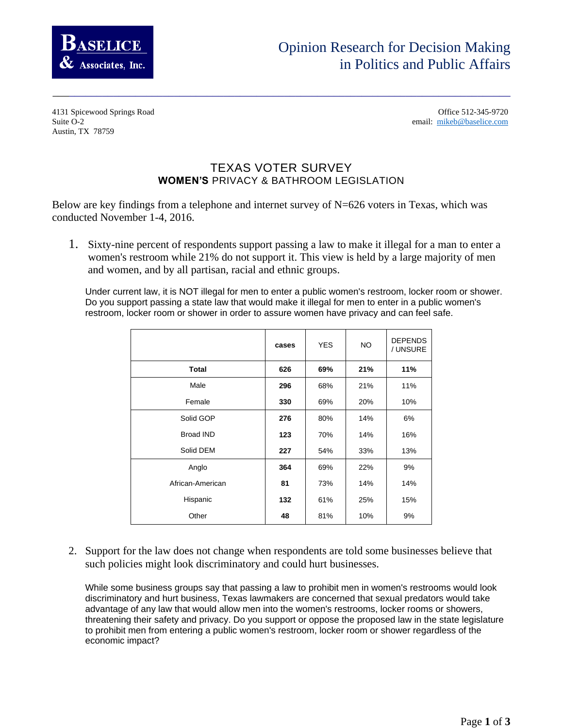**BASELICE & Associates, Inc.**

Opinion Research for Decision Making in Politics and Public Affairs

4131 Spicewood Springs Road
Suite O-2
Austin, TX 78759

Office 512-345-9720
email: mikeb@baselice.com

# TEXAS VOTER SURVEY
## WOMEN'S PRIVACY & BATHROOM LEGISLATION

Below are key findings from a telephone and internet survey of N=626 voters in Texas, which was conducted November 1-4, 2016.

1. Sixty-nine percent of respondents support passing a law to make it illegal for a man to enter a women's restroom while 21% do not support it. This view is held by a large majority of men and women, and by all partisan, racial and ethnic groups.

   Under current law, it is NOT illegal for men to enter a public women's restroom, locker room or shower. Do you support passing a state law that would make it illegal for men to enter in a public women's restroom, locker room or shower in order to assure women have privacy and can feel safe.

| | cases | YES | NO | DEPENDS / UNSURE |
|---|---|---|---|---|
| **Total** | **626** | **69%** | **21%** | **11%** |
| Male | **296** | 68% | 21% | 11% |
| Female | **330** | 69% | 20% | 10% |
| Solid GOP | **276** | 80% | 14% | 6% |
| Broad IND | **123** | 70% | 14% | 16% |
| Solid DEM | **227** | 54% | 33% | 13% |
| Anglo | **364** | 69% | 22% | 9% |
| African-American | **81** | 73% | 14% | 14% |
| Hispanic | **132** | 61% | 25% | 15% |
| Other | **48** | 81% | 10% | 9% |

2. Support for the law does not change when respondents are told some businesses believe that such policies might look discriminatory and could hurt businesses.

   While some business groups say that passing a law to prohibit men in women's restrooms would look discriminatory and hurt business, Texas lawmakers are concerned that sexual predators would take advantage of any law that would allow men into the women's restrooms, locker rooms or showers, threatening their safety and privacy. Do you support or oppose the proposed law in the state legislature to prohibit men from entering a public women's restroom, locker room or shower regardless of the economic impact?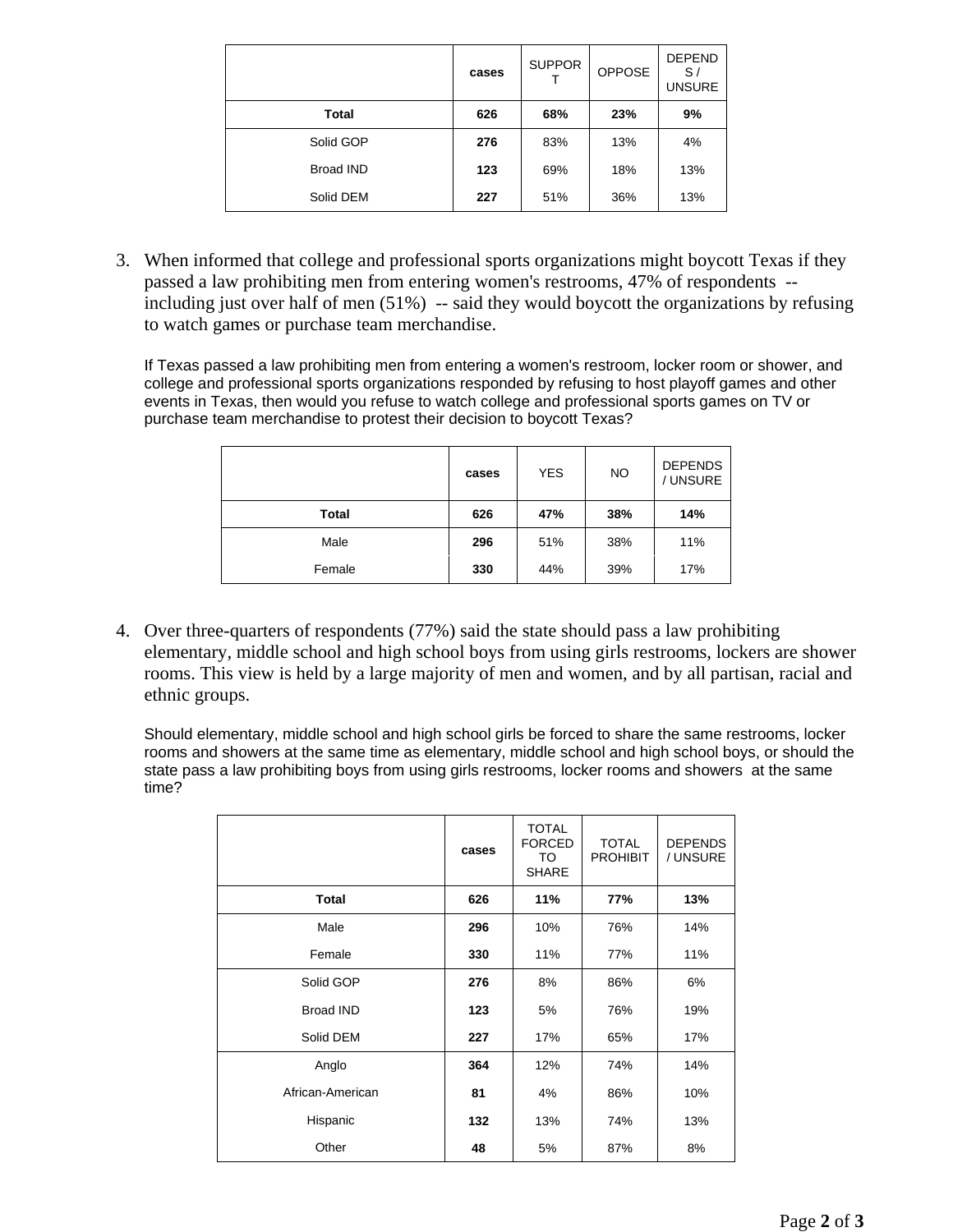| | cases | SUPPORT | OPPOSE | DEPENDS / UNSURE |
|---|---|---|---|---|
| **Total** | **626** | **68%** | **23%** | **9%** |
| Solid GOP | **276** | 83% | 13% | 4% |
| Broad IND | **123** | 69% | 18% | 13% |
| Solid DEM | **227** | 51% | 36% | 13% |

3. When informed that college and professional sports organizations might boycott Texas if they passed a law prohibiting men from entering women's restrooms, 47% of respondents -- including just over half of men (51%) -- said they would boycott the organizations by refusing to watch games or purchase team merchandise.

   If Texas passed a law prohibiting men from entering a women's restroom, locker room or shower, and college and professional sports organizations responded by refusing to host playoff games and other events in Texas, then would you refuse to watch college and professional sports games on TV or purchase team merchandise to protest their decision to boycott Texas?

| | cases | YES | NO | DEPENDS / UNSURE |
|---|---|---|---|---|
| **Total** | **626** | **47%** | **38%** | **14%** |
| Male | **296** | 51% | 38% | 11% |
| Female | **330** | 44% | 39% | 17% |

4. Over three-quarters of respondents (77%) said the state should pass a law prohibiting elementary, middle school and high school boys from using girls restrooms, lockers are shower rooms. This view is held by a large majority of men and women, and by all partisan, racial and ethnic groups.

   Should elementary, middle school and high school girls be forced to share the same restrooms, locker rooms and showers at the same time as elementary, middle school and high school boys, or should the state pass a law prohibiting boys from using girls restrooms, locker rooms and showers at the same time?

| | cases | TOTAL FORCED TO SHARE | TOTAL PROHIBIT | DEPENDS / UNSURE |
|---|---|---|---|---|
| **Total** | **626** | **11%** | **77%** | **13%** |
| Male | **296** | 10% | 76% | 14% |
| Female | **330** | 11% | 77% | 11% |
| Solid GOP | **276** | 8% | 86% | 6% |
| Broad IND | **123** | 5% | 76% | 19% |
| Solid DEM | **227** | 17% | 65% | 17% |
| Anglo | **364** | 12% | 74% | 14% |
| African-American | **81** | 4% | 86% | 10% |
| Hispanic | **132** | 13% | 74% | 13% |
| Other | **48** | 5% | 87% | 8% |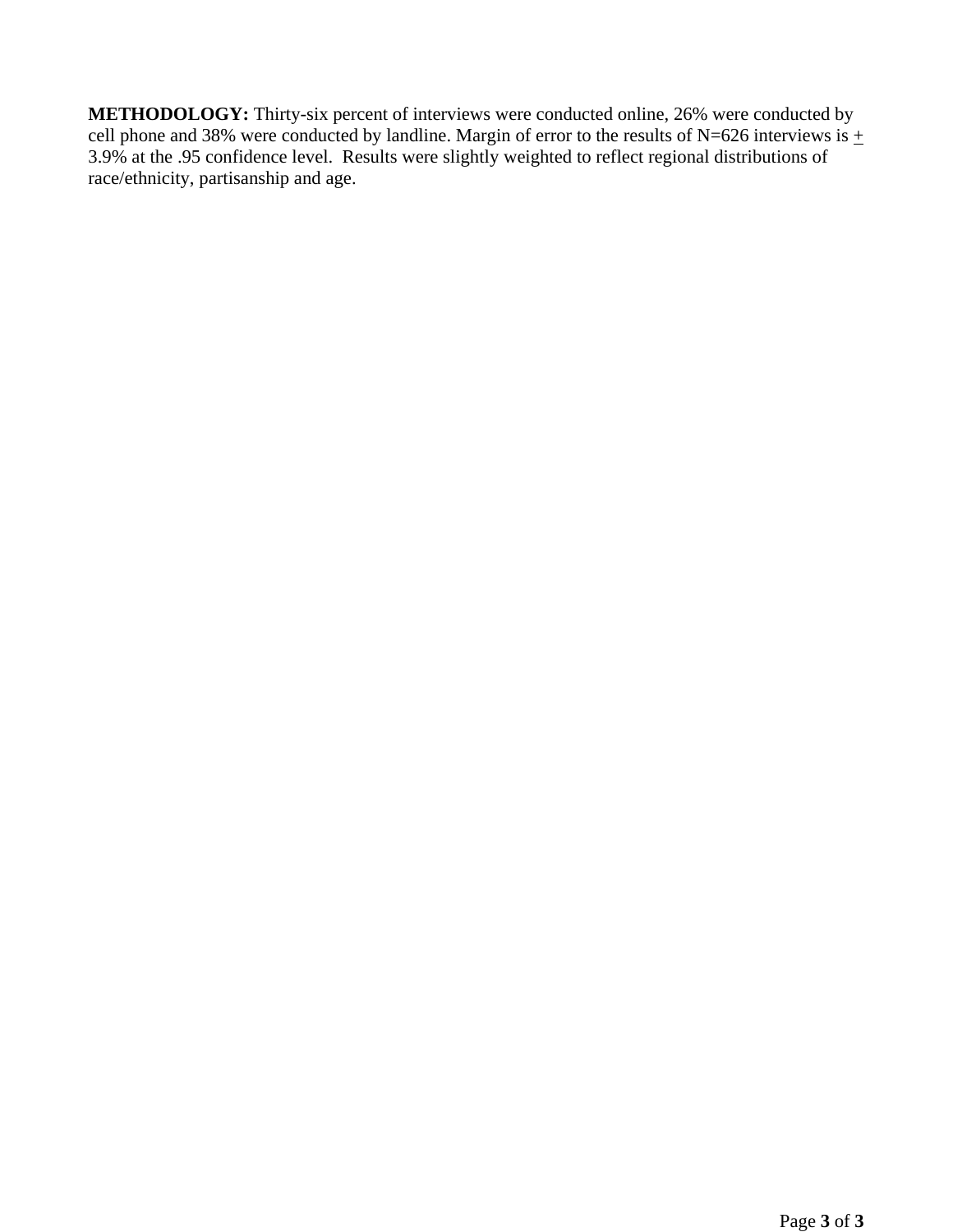**METHODOLOGY:** Thirty-six percent of interviews were conducted online, 26% were conducted by cell phone and 38% were conducted by landline. Margin of error to the results of N=626 interviews is ± 3.9% at the .95 confidence level. Results were slightly weighted to reflect regional distributions of race/ethnicity, partisanship and age.